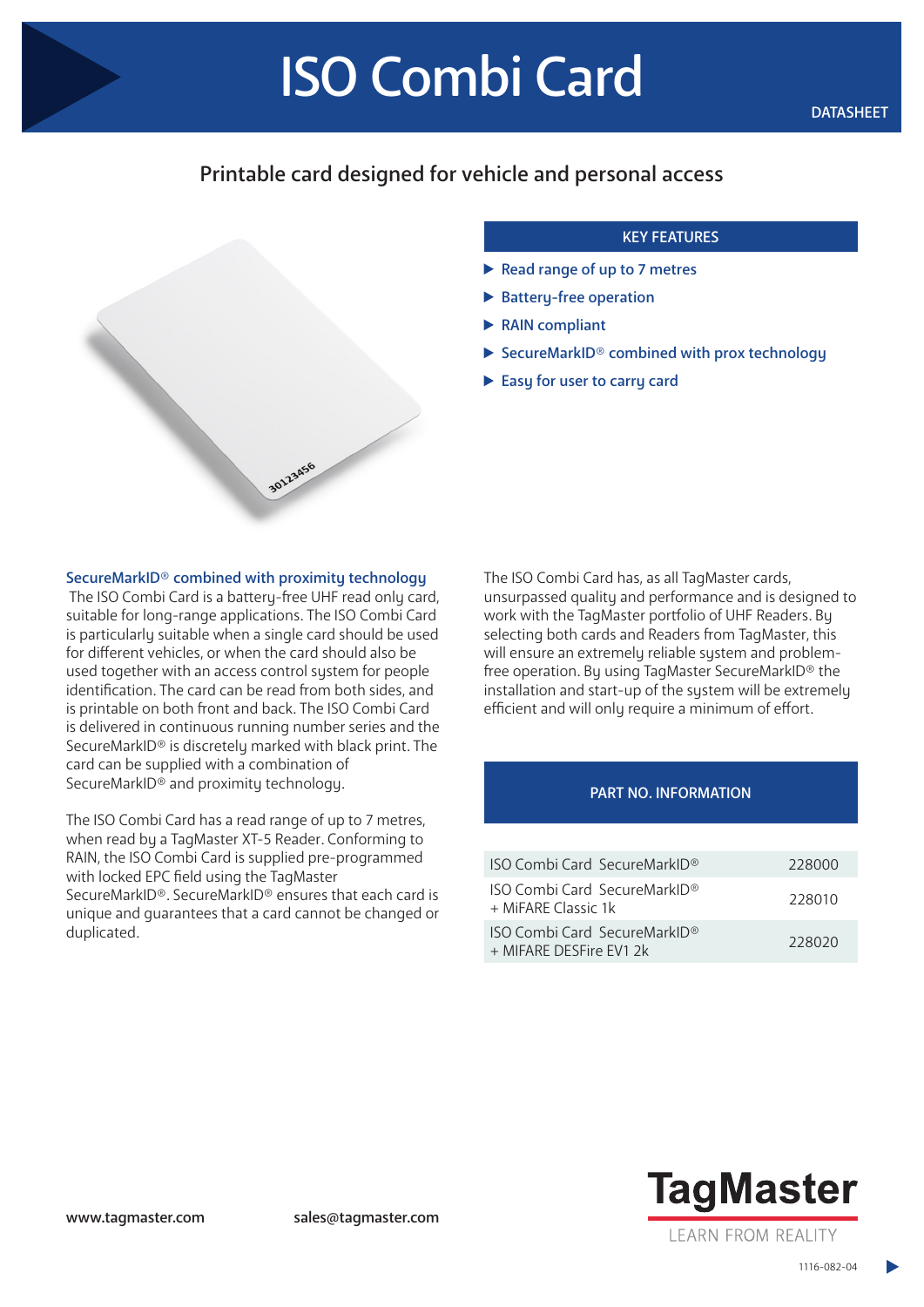# ISO Combi Card

DATASHEET

## Printable card designed for vehicle and personal access

### KEY FEATURES

- Read range of up to 7 metres
- Battery-free operation
- RAIN compliant
- SecureMarkID® combined with prox technology
- Easy for user to carry card

**SecureMarkID® combined with proximity technology**

The ISO Combi Card is a battery-free UHF read only card, suitable for long-range applications. The ISO Combi Card is particularly suitable when a single card should be used for different vehicles, or when the card should also be used together with an access control system for people identification. The card can be read from both sides, and is printable on both front and back. The ISO Combi Card is delivered in continuous running number series and the SecureMarkID® is discretely marked with black print. The card can be supplied with a combination of SecureMarkID® and proximity technology.

The ISO Combi Card has a read range of up to 7 metres, when read by a TagMaster XT-5 Reader. Conforming to RAIN, the ISO Combi Card is supplied pre-programmed with locked EPC field using the TagMaster SecureMarkID®. SecureMarkID® ensures that each card is unique and guarantees that a card cannot be changed or duplicated.

The ISO Combi Card has, as all TagMaster cards, unsurpassed quality and performance and is designed to work with the TagMaster portfolio of UHF Readers. By selecting both cards and Readers from TagMaster, this will ensure an extremely reliable system and problem-free operation. By using TagMaster SecureMarkID® the installation and start-up of the system will be extremely efficient and will only require a minimum of effort.

### PART NO. INFORMATION

| | |
|---|---|
| ISO Combi Card SecureMarkID® | 228000 |
| ISO Combi Card SecureMarkID® + MiFARE Classic 1k | 228010 |
| ISO Combi Card SecureMarkID® + MIFARE DESFire EV1 2k | 228020 |

www.tagmaster.com

sales@tagmaster.com

TagMaster

LEARN FROM REALITY

1116-082-04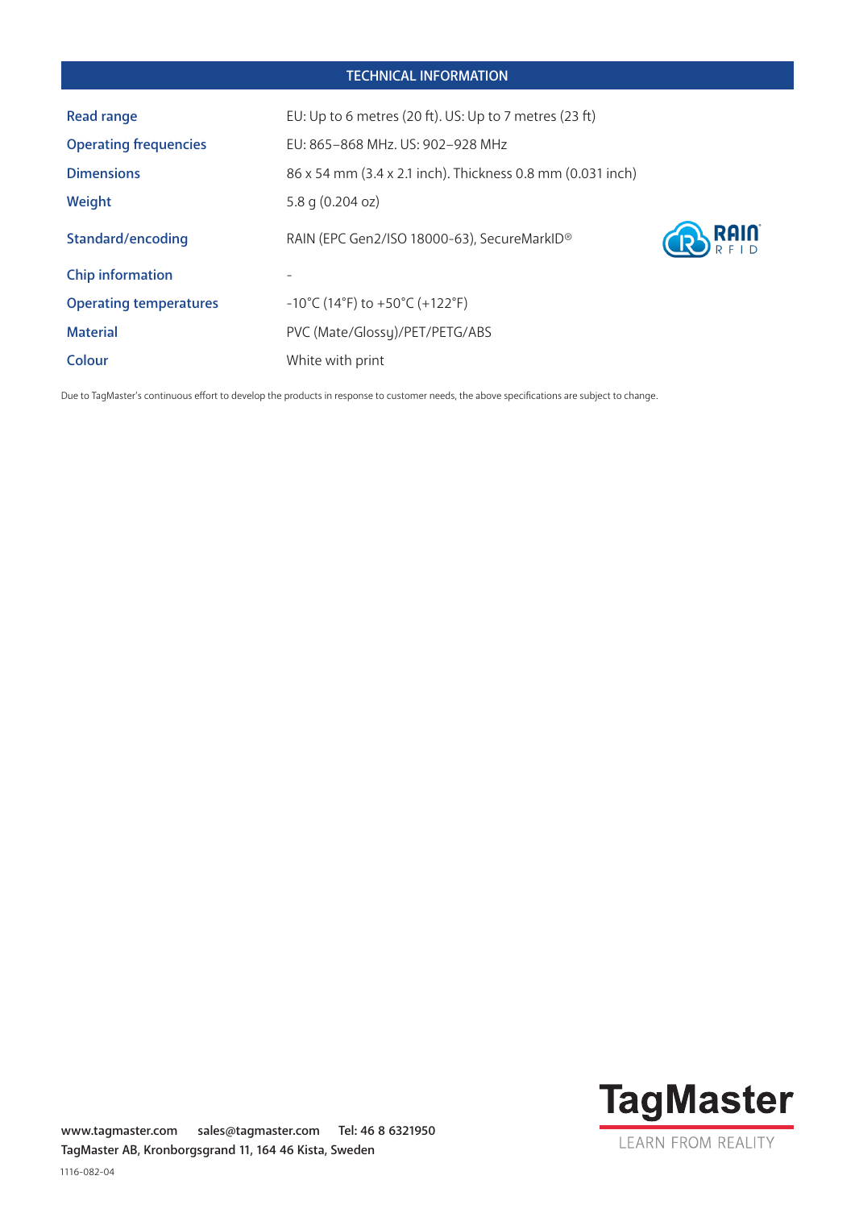## TECHNICAL INFORMATION

| | |
|---|---|
| Read range | EU: Up to 6 metres (20 ft). US: Up to 7 metres (23 ft) |
| Operating frequencies | EU: 865–868 MHz. US: 902–928 MHz |
| Dimensions | 86 x 54 mm (3.4 x 2.1 inch). Thickness 0.8 mm (0.031 inch) |
| Weight | 5.8 g (0.204 oz) |
| Standard/encoding | RAIN (EPC Gen2/ISO 18000-63), SecureMarkID® |
| Chip information | - |
| Operating temperatures | -10°C (14°F) to +50°C (+122°F) |
| Material | PVC (Mate/Glossy)/PET/PETG/ABS |
| Colour | White with print |

Due to TagMaster's continuous effort to develop the products in response to customer needs, the above specifications are subject to change.

www.tagmaster.com sales@tagmaster.com Tel: 46 8 6321950
TagMaster AB, Kronborgsgrand 11, 164 46 Kista, Sweden

TagMaster
LEARN FROM REALITY

1116-082-04